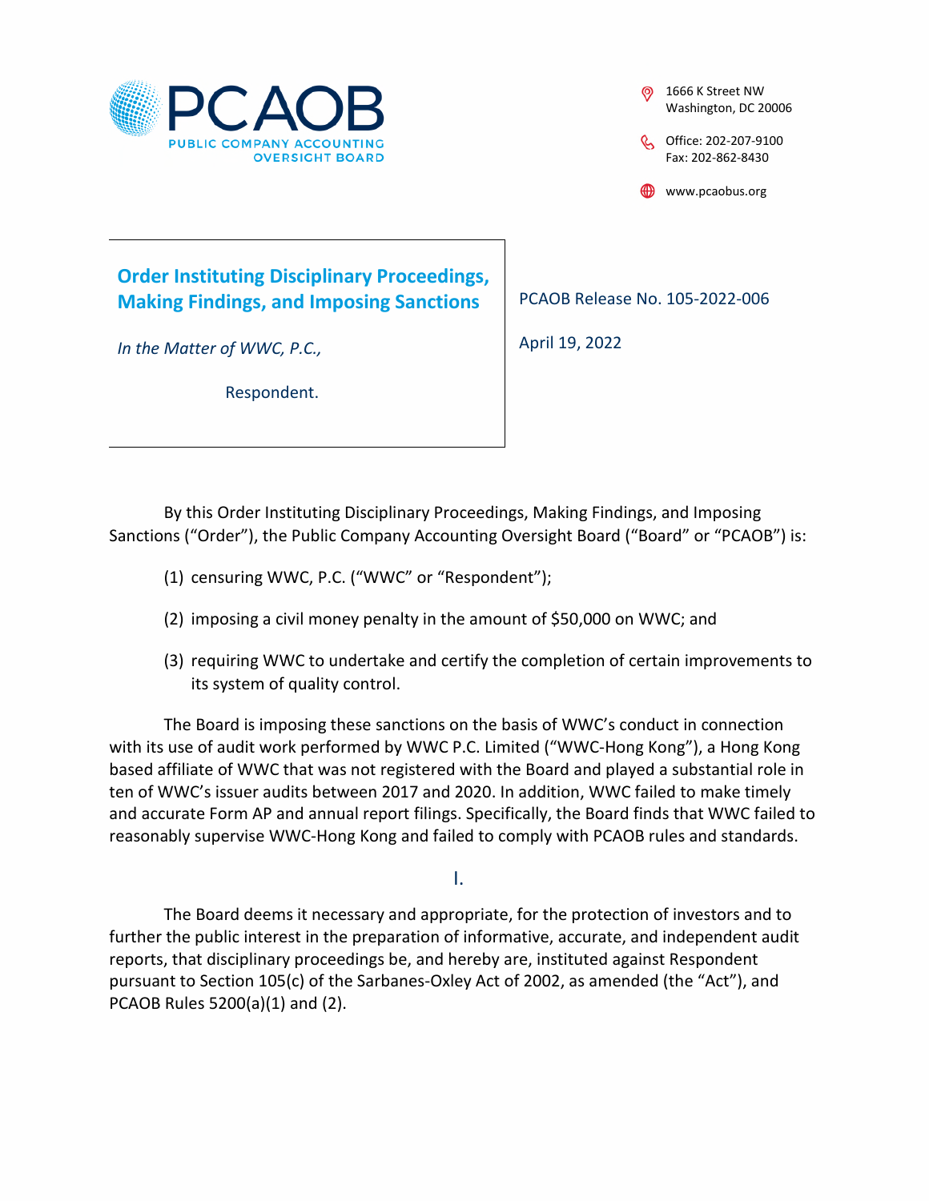**PCAOB**
PUBLIC COMPANY ACCOUNTING OVERSIGHT BOARD

1666 K Street NW
Washington, DC 20006

Office: 202-207-9100
Fax: 202-862-8430

www.pcaobus.org

## Order Instituting Disciplinary Proceedings, Making Findings, and Imposing Sanctions

*In the Matter of WWC, P.C.,*

Respondent.

PCAOB Release No. 105-2022-006

April 19, 2022

By this Order Instituting Disciplinary Proceedings, Making Findings, and Imposing Sanctions ("Order"), the Public Company Accounting Oversight Board ("Board" or "PCAOB") is:

(1) censuring WWC, P.C. ("WWC" or "Respondent");

(2) imposing a civil money penalty in the amount of $50,000 on WWC; and

(3) requiring WWC to undertake and certify the completion of certain improvements to its system of quality control.

The Board is imposing these sanctions on the basis of WWC's conduct in connection with its use of audit work performed by WWC P.C. Limited ("WWC-Hong Kong"), a Hong Kong based affiliate of WWC that was not registered with the Board and played a substantial role in ten of WWC's issuer audits between 2017 and 2020. In addition, WWC failed to make timely and accurate Form AP and annual report filings. Specifically, the Board finds that WWC failed to reasonably supervise WWC-Hong Kong and failed to comply with PCAOB rules and standards.

## I.

The Board deems it necessary and appropriate, for the protection of investors and to further the public interest in the preparation of informative, accurate, and independent audit reports, that disciplinary proceedings be, and hereby are, instituted against Respondent pursuant to Section 105(c) of the Sarbanes-Oxley Act of 2002, as amended (the "Act"), and PCAOB Rules 5200(a)(1) and (2).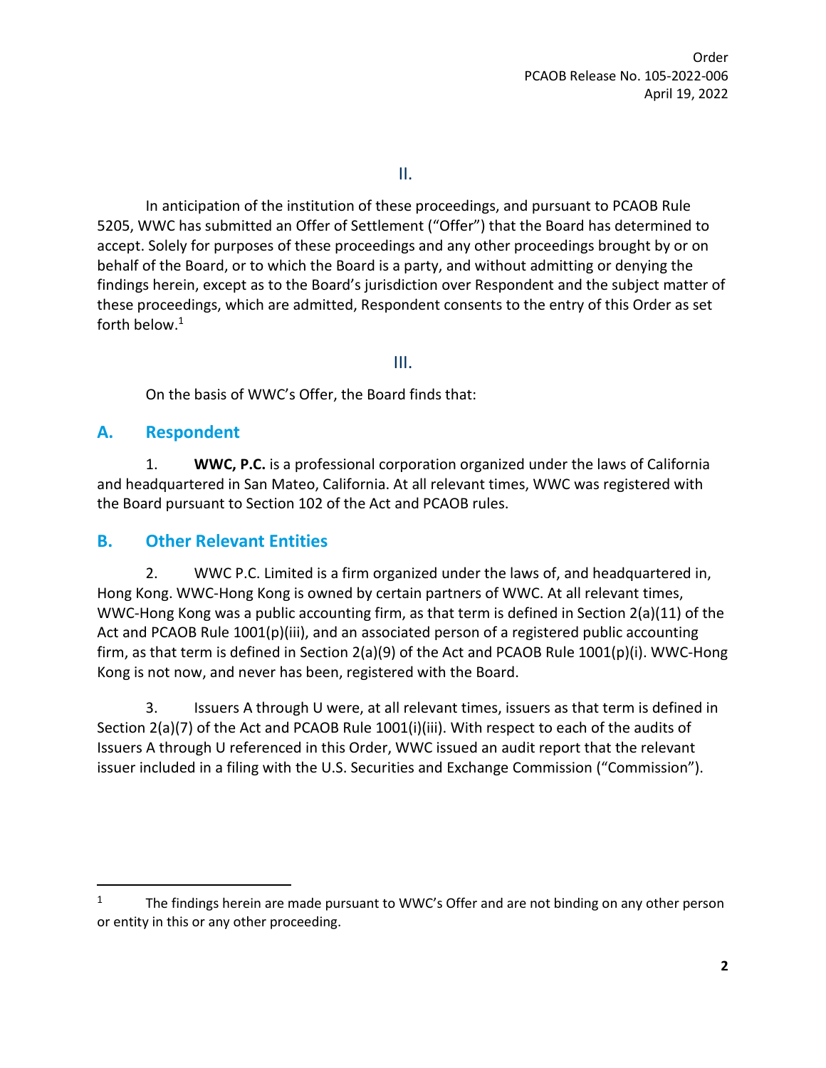II.

In anticipation of the institution of these proceedings, and pursuant to PCAOB Rule 5205, WWC has submitted an Offer of Settlement ("Offer") that the Board has determined to accept. Solely for purposes of these proceedings and any other proceedings brought by or on behalf of the Board, or to which the Board is a party, and without admitting or denying the findings herein, except as to the Board's jurisdiction over Respondent and the subject matter of these proceedings, which are admitted, Respondent consents to the entry of this Order as set forth below.[1]

III.

On the basis of WWC's Offer, the Board finds that:

## A. Respondent

1. **WWC, P.C.** is a professional corporation organized under the laws of California and headquartered in San Mateo, California. At all relevant times, WWC was registered with the Board pursuant to Section 102 of the Act and PCAOB rules.

## B. Other Relevant Entities

2. WWC P.C. Limited is a firm organized under the laws of, and headquartered in, Hong Kong. WWC-Hong Kong is owned by certain partners of WWC. At all relevant times, WWC-Hong Kong was a public accounting firm, as that term is defined in Section 2(a)(11) of the Act and PCAOB Rule 1001(p)(iii), and an associated person of a registered public accounting firm, as that term is defined in Section 2(a)(9) of the Act and PCAOB Rule 1001(p)(i). WWC-Hong Kong is not now, and never has been, registered with the Board.

3. Issuers A through U were, at all relevant times, issuers as that term is defined in Section 2(a)(7) of the Act and PCAOB Rule 1001(i)(iii). With respect to each of the audits of Issuers A through U referenced in this Order, WWC issued an audit report that the relevant issuer included in a filing with the U.S. Securities and Exchange Commission ("Commission").

[1] The findings herein are made pursuant to WWC's Offer and are not binding on any other person or entity in this or any other proceeding.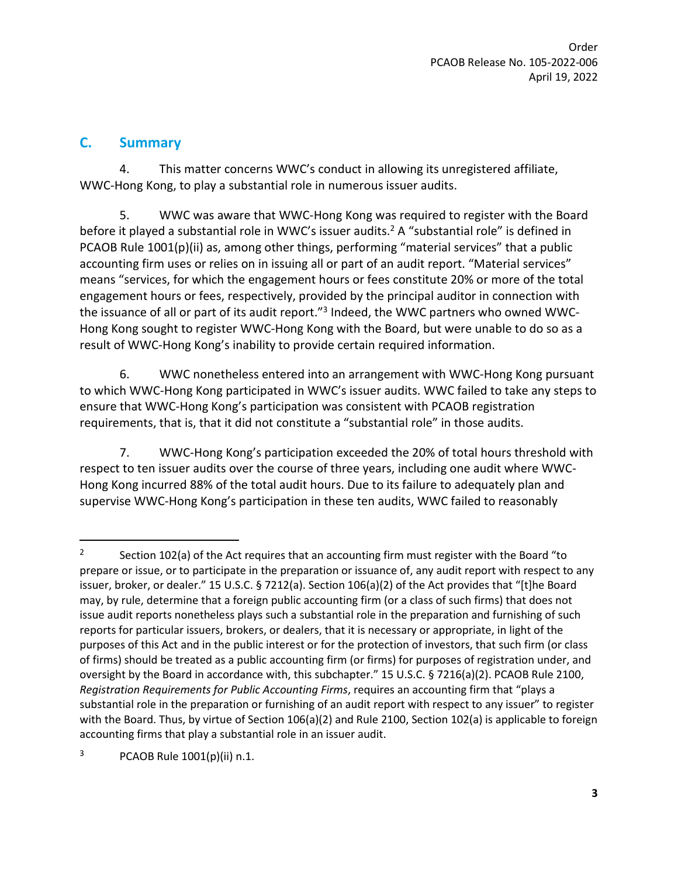## C. Summary

4. This matter concerns WWC's conduct in allowing its unregistered affiliate, WWC-Hong Kong, to play a substantial role in numerous issuer audits.

5. WWC was aware that WWC-Hong Kong was required to register with the Board before it played a substantial role in WWC's issuer audits.[2] A "substantial role" is defined in PCAOB Rule 1001(p)(ii) as, among other things, performing "material services" that a public accounting firm uses or relies on in issuing all or part of an audit report. "Material services" means "services, for which the engagement hours or fees constitute 20% or more of the total engagement hours or fees, respectively, provided by the principal auditor in connection with the issuance of all or part of its audit report."[3] Indeed, the WWC partners who owned WWC-Hong Kong sought to register WWC-Hong Kong with the Board, but were unable to do so as a result of WWC-Hong Kong's inability to provide certain required information.

6. WWC nonetheless entered into an arrangement with WWC-Hong Kong pursuant to which WWC-Hong Kong participated in WWC's issuer audits. WWC failed to take any steps to ensure that WWC-Hong Kong's participation was consistent with PCAOB registration requirements, that is, that it did not constitute a "substantial role" in those audits.

7. WWC-Hong Kong's participation exceeded the 20% of total hours threshold with respect to ten issuer audits over the course of three years, including one audit where WWC-Hong Kong incurred 88% of the total audit hours. Due to its failure to adequately plan and supervise WWC-Hong Kong's participation in these ten audits, WWC failed to reasonably

---

[2] Section 102(a) of the Act requires that an accounting firm must register with the Board "to prepare or issue, or to participate in the preparation or issuance of, any audit report with respect to any issuer, broker, or dealer." 15 U.S.C. § 7212(a). Section 106(a)(2) of the Act provides that "[t]he Board may, by rule, determine that a foreign public accounting firm (or a class of such firms) that does not issue audit reports nonetheless plays such a substantial role in the preparation and furnishing of such reports for particular issuers, brokers, or dealers, that it is necessary or appropriate, in light of the purposes of this Act and in the public interest or for the protection of investors, that such firm (or class of firms) should be treated as a public accounting firm (or firms) for purposes of registration under, and oversight by the Board in accordance with, this subchapter." 15 U.S.C. § 7216(a)(2). PCAOB Rule 2100, *Registration Requirements for Public Accounting Firms*, requires an accounting firm that "plays a substantial role in the preparation or furnishing of an audit report with respect to any issuer" to register with the Board. Thus, by virtue of Section 106(a)(2) and Rule 2100, Section 102(a) is applicable to foreign accounting firms that play a substantial role in an issuer audit.

[3] PCAOB Rule 1001(p)(ii) n.1.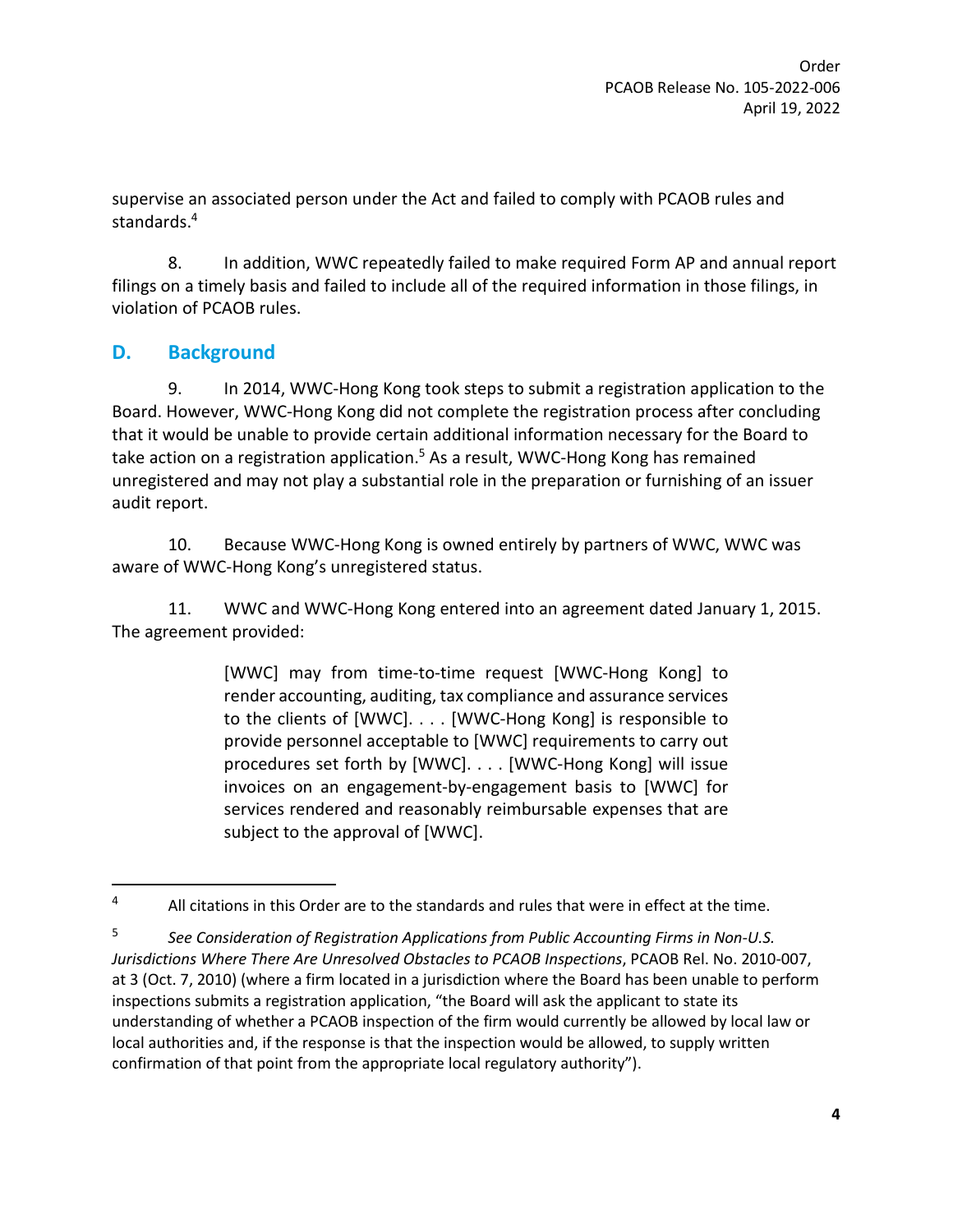supervise an associated person under the Act and failed to comply with PCAOB rules and standards.[4]

8. In addition, WWC repeatedly failed to make required Form AP and annual report filings on a timely basis and failed to include all of the required information in those filings, in violation of PCAOB rules.

## D. Background

9. In 2014, WWC-Hong Kong took steps to submit a registration application to the Board. However, WWC-Hong Kong did not complete the registration process after concluding that it would be unable to provide certain additional information necessary for the Board to take action on a registration application.[5] As a result, WWC-Hong Kong has remained unregistered and may not play a substantial role in the preparation or furnishing of an issuer audit report.

10. Because WWC-Hong Kong is owned entirely by partners of WWC, WWC was aware of WWC-Hong Kong's unregistered status.

11. WWC and WWC-Hong Kong entered into an agreement dated January 1, 2015. The agreement provided:

> [WWC] may from time-to-time request [WWC-Hong Kong] to render accounting, auditing, tax compliance and assurance services to the clients of [WWC]. . . . [WWC-Hong Kong] is responsible to provide personnel acceptable to [WWC] requirements to carry out procedures set forth by [WWC]. . . . [WWC-Hong Kong] will issue invoices on an engagement-by-engagement basis to [WWC] for services rendered and reasonably reimbursable expenses that are subject to the approval of [WWC].

---

[4] All citations in this Order are to the standards and rules that were in effect at the time.

[5] *See Consideration of Registration Applications from Public Accounting Firms in Non-U.S. Jurisdictions Where There Are Unresolved Obstacles to PCAOB Inspections*, PCAOB Rel. No. 2010-007, at 3 (Oct. 7, 2010) (where a firm located in a jurisdiction where the Board has been unable to perform inspections submits a registration application, "the Board will ask the applicant to state its understanding of whether a PCAOB inspection of the firm would currently be allowed by local law or local authorities and, if the response is that the inspection would be allowed, to supply written confirmation of that point from the appropriate local regulatory authority").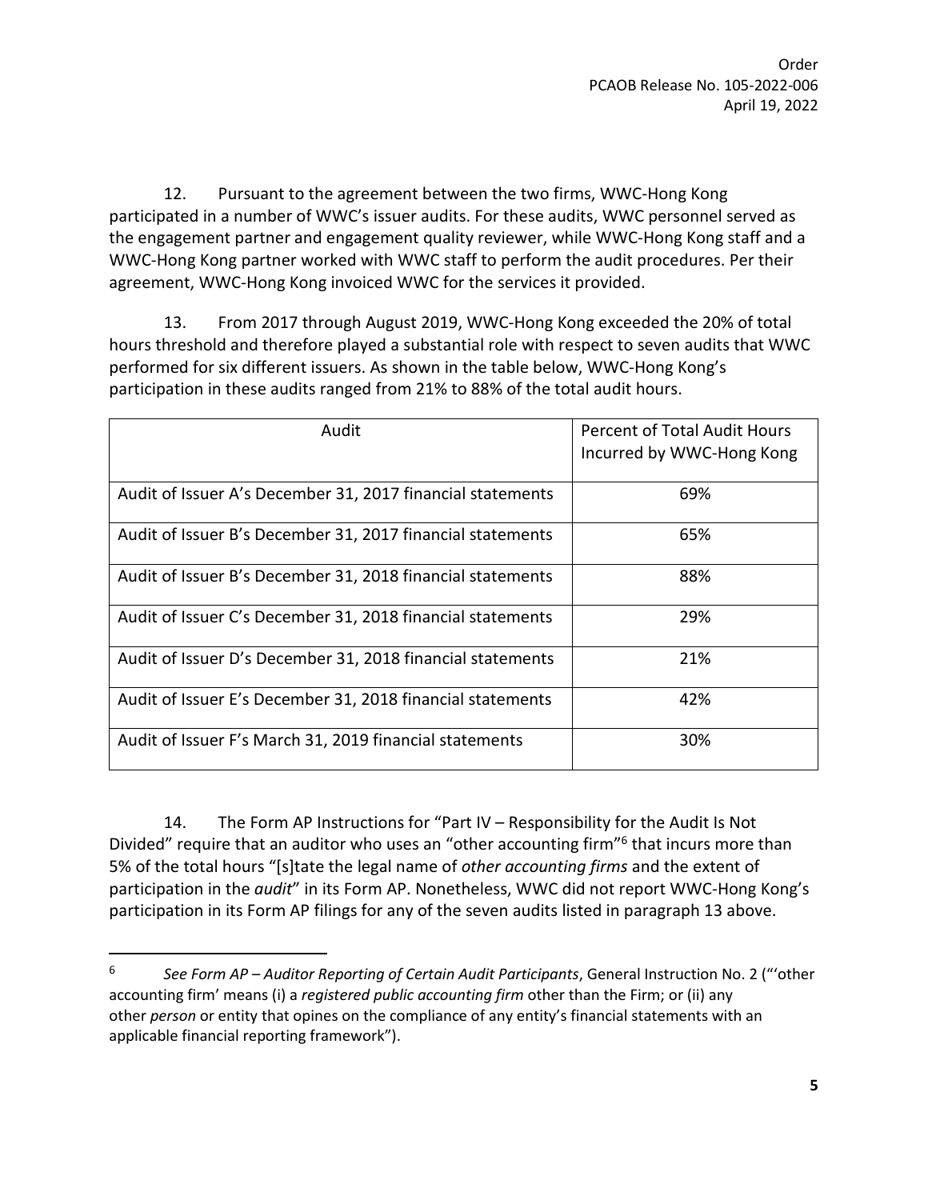12. Pursuant to the agreement between the two firms, WWC-Hong Kong participated in a number of WWC's issuer audits. For these audits, WWC personnel served as the engagement partner and engagement quality reviewer, while WWC-Hong Kong staff and a WWC-Hong Kong partner worked with WWC staff to perform the audit procedures. Per their agreement, WWC-Hong Kong invoiced WWC for the services it provided.

13. From 2017 through August 2019, WWC-Hong Kong exceeded the 20% of total hours threshold and therefore played a substantial role with respect to seven audits that WWC performed for six different issuers. As shown in the table below, WWC-Hong Kong's participation in these audits ranged from 21% to 88% of the total audit hours.

| Audit | Percent of Total Audit Hours Incurred by WWC-Hong Kong |
|---|---|
| Audit of Issuer A's December 31, 2017 financial statements | 69% |
| Audit of Issuer B's December 31, 2017 financial statements | 65% |
| Audit of Issuer B's December 31, 2018 financial statements | 88% |
| Audit of Issuer C's December 31, 2018 financial statements | 29% |
| Audit of Issuer D's December 31, 2018 financial statements | 21% |
| Audit of Issuer E's December 31, 2018 financial statements | 42% |
| Audit of Issuer F's March 31, 2019 financial statements | 30% |

14. The Form AP Instructions for "Part IV – Responsibility for the Audit Is Not Divided" require that an auditor who uses an "other accounting firm"[6] that incurs more than 5% of the total hours "[s]tate the legal name of *other accounting firms* and the extent of participation in the *audit*" in its Form AP. Nonetheless, WWC did not report WWC-Hong Kong's participation in its Form AP filings for any of the seven audits listed in paragraph 13 above.

---

[6] *See Form AP – Auditor Reporting of Certain Audit Participants*, General Instruction No. 2 ("'other accounting firm' means (i) a *registered public accounting firm* other than the Firm; or (ii) any other *person* or entity that opines on the compliance of any entity's financial statements with an applicable financial reporting framework").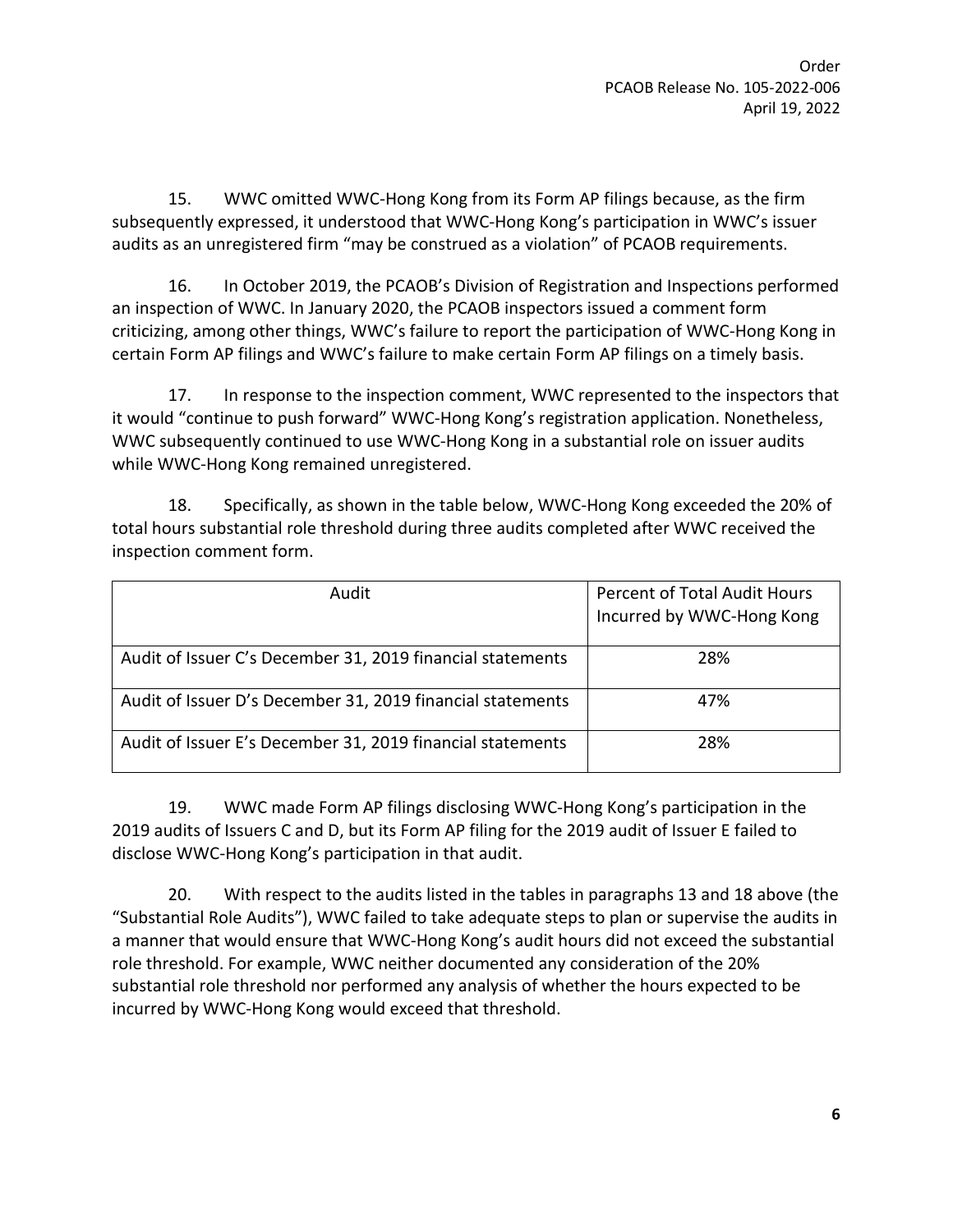15. WWC omitted WWC-Hong Kong from its Form AP filings because, as the firm subsequently expressed, it understood that WWC-Hong Kong's participation in WWC's issuer audits as an unregistered firm "may be construed as a violation" of PCAOB requirements.

16. In October 2019, the PCAOB's Division of Registration and Inspections performed an inspection of WWC. In January 2020, the PCAOB inspectors issued a comment form criticizing, among other things, WWC's failure to report the participation of WWC-Hong Kong in certain Form AP filings and WWC's failure to make certain Form AP filings on a timely basis.

17. In response to the inspection comment, WWC represented to the inspectors that it would "continue to push forward" WWC-Hong Kong's registration application. Nonetheless, WWC subsequently continued to use WWC-Hong Kong in a substantial role on issuer audits while WWC-Hong Kong remained unregistered.

18. Specifically, as shown in the table below, WWC-Hong Kong exceeded the 20% of total hours substantial role threshold during three audits completed after WWC received the inspection comment form.

| Audit | Percent of Total Audit Hours Incurred by WWC-Hong Kong |
|---|---|
| Audit of Issuer C's December 31, 2019 financial statements | 28% |
| Audit of Issuer D's December 31, 2019 financial statements | 47% |
| Audit of Issuer E's December 31, 2019 financial statements | 28% |

19. WWC made Form AP filings disclosing WWC-Hong Kong's participation in the 2019 audits of Issuers C and D, but its Form AP filing for the 2019 audit of Issuer E failed to disclose WWC-Hong Kong's participation in that audit.

20. With respect to the audits listed in the tables in paragraphs 13 and 18 above (the "Substantial Role Audits"), WWC failed to take adequate steps to plan or supervise the audits in a manner that would ensure that WWC-Hong Kong's audit hours did not exceed the substantial role threshold. For example, WWC neither documented any consideration of the 20% substantial role threshold nor performed any analysis of whether the hours expected to be incurred by WWC-Hong Kong would exceed that threshold.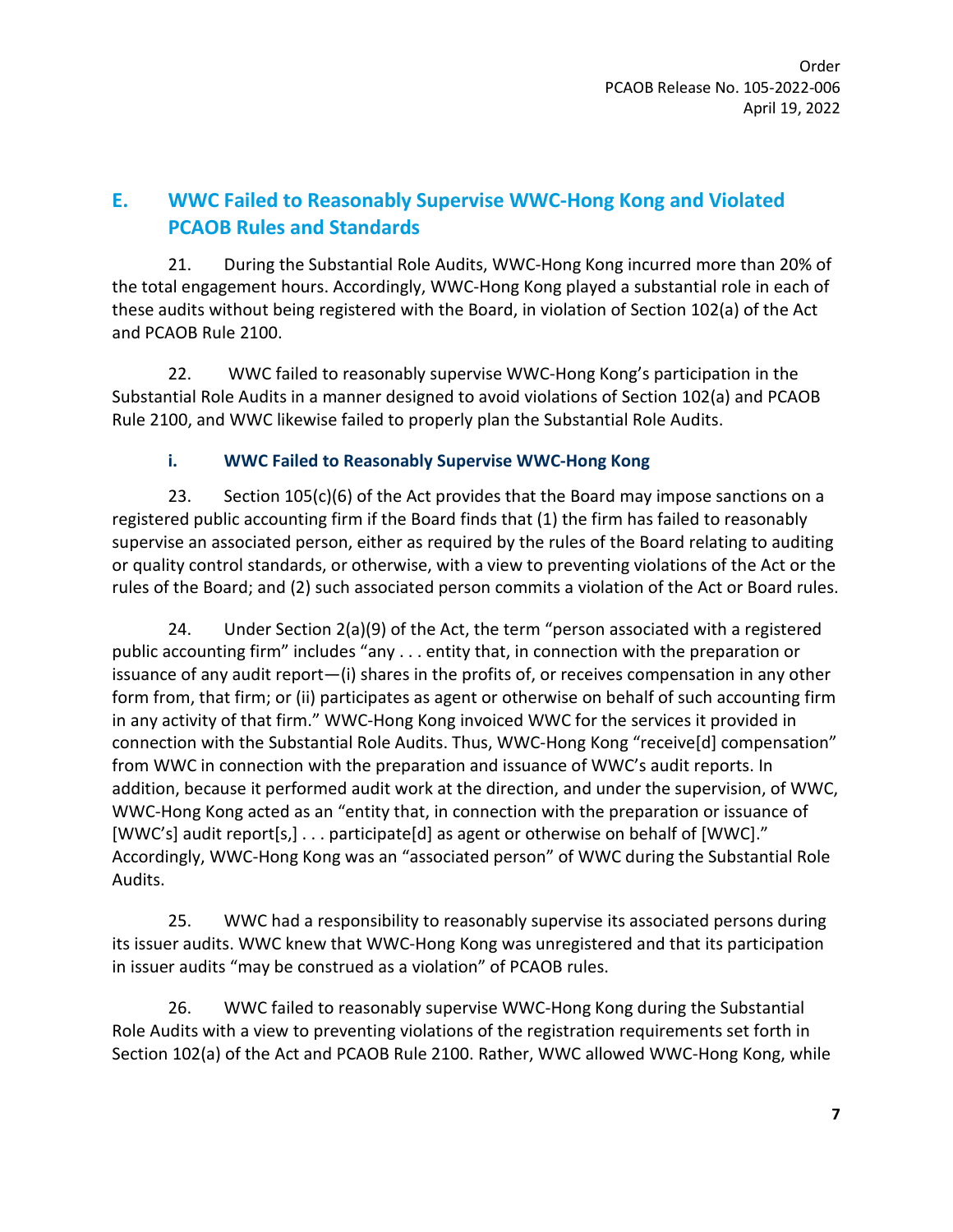## E. WWC Failed to Reasonably Supervise WWC-Hong Kong and Violated PCAOB Rules and Standards

21. During the Substantial Role Audits, WWC-Hong Kong incurred more than 20% of the total engagement hours. Accordingly, WWC-Hong Kong played a substantial role in each of these audits without being registered with the Board, in violation of Section 102(a) of the Act and PCAOB Rule 2100.

22. WWC failed to reasonably supervise WWC-Hong Kong's participation in the Substantial Role Audits in a manner designed to avoid violations of Section 102(a) and PCAOB Rule 2100, and WWC likewise failed to properly plan the Substantial Role Audits.

### i. WWC Failed to Reasonably Supervise WWC-Hong Kong

23. Section 105(c)(6) of the Act provides that the Board may impose sanctions on a registered public accounting firm if the Board finds that (1) the firm has failed to reasonably supervise an associated person, either as required by the rules of the Board relating to auditing or quality control standards, or otherwise, with a view to preventing violations of the Act or the rules of the Board; and (2) such associated person commits a violation of the Act or Board rules.

24. Under Section 2(a)(9) of the Act, the term "person associated with a registered public accounting firm" includes "any . . . entity that, in connection with the preparation or issuance of any audit report—(i) shares in the profits of, or receives compensation in any other form from, that firm; or (ii) participates as agent or otherwise on behalf of such accounting firm in any activity of that firm." WWC-Hong Kong invoiced WWC for the services it provided in connection with the Substantial Role Audits. Thus, WWC-Hong Kong "receive[d] compensation" from WWC in connection with the preparation and issuance of WWC's audit reports. In addition, because it performed audit work at the direction, and under the supervision, of WWC, WWC-Hong Kong acted as an "entity that, in connection with the preparation or issuance of [WWC's] audit report[s,] . . . participate[d] as agent or otherwise on behalf of [WWC]." Accordingly, WWC-Hong Kong was an "associated person" of WWC during the Substantial Role Audits.

25. WWC had a responsibility to reasonably supervise its associated persons during its issuer audits. WWC knew that WWC-Hong Kong was unregistered and that its participation in issuer audits "may be construed as a violation" of PCAOB rules.

26. WWC failed to reasonably supervise WWC-Hong Kong during the Substantial Role Audits with a view to preventing violations of the registration requirements set forth in Section 102(a) of the Act and PCAOB Rule 2100. Rather, WWC allowed WWC-Hong Kong, while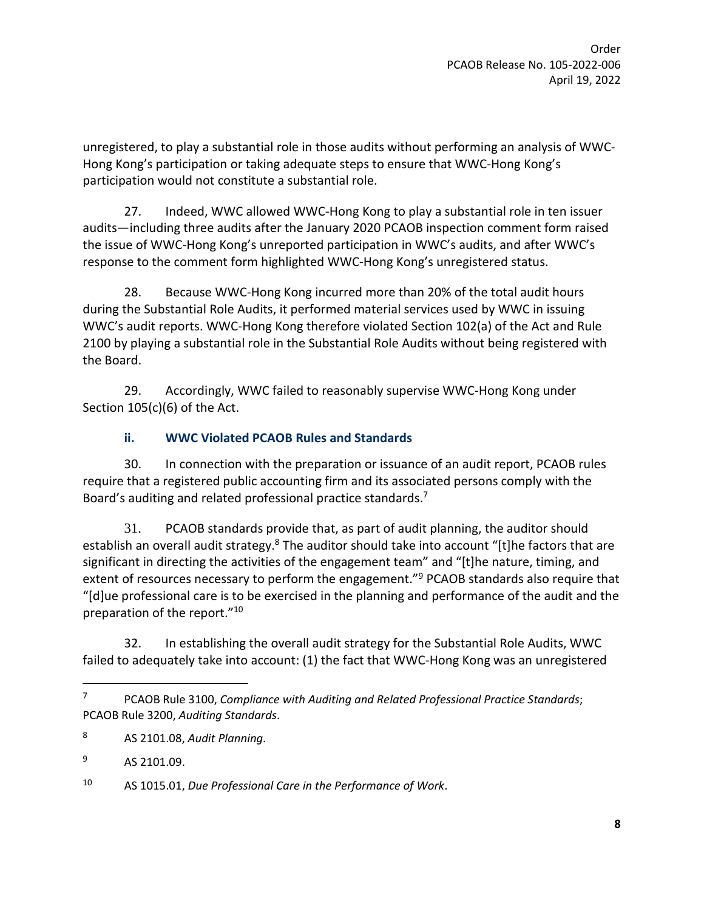unregistered, to play a substantial role in those audits without performing an analysis of WWC-Hong Kong's participation or taking adequate steps to ensure that WWC-Hong Kong's participation would not constitute a substantial role.

27. Indeed, WWC allowed WWC-Hong Kong to play a substantial role in ten issuer audits—including three audits after the January 2020 PCAOB inspection comment form raised the issue of WWC-Hong Kong's unreported participation in WWC's audits, and after WWC's response to the comment form highlighted WWC-Hong Kong's unregistered status.

28. Because WWC-Hong Kong incurred more than 20% of the total audit hours during the Substantial Role Audits, it performed material services used by WWC in issuing WWC's audit reports. WWC-Hong Kong therefore violated Section 102(a) of the Act and Rule 2100 by playing a substantial role in the Substantial Role Audits without being registered with the Board.

29. Accordingly, WWC failed to reasonably supervise WWC-Hong Kong under Section 105(c)(6) of the Act.

### ii. WWC Violated PCAOB Rules and Standards

30. In connection with the preparation or issuance of an audit report, PCAOB rules require that a registered public accounting firm and its associated persons comply with the Board's auditing and related professional practice standards.[7]

31. PCAOB standards provide that, as part of audit planning, the auditor should establish an overall audit strategy.[8] The auditor should take into account "[t]he factors that are significant in directing the activities of the engagement team" and "[t]he nature, timing, and extent of resources necessary to perform the engagement."[9] PCAOB standards also require that "[d]ue professional care is to be exercised in the planning and performance of the audit and the preparation of the report."[10]

32. In establishing the overall audit strategy for the Substantial Role Audits, WWC failed to adequately take into account: (1) the fact that WWC-Hong Kong was an unregistered

---

[7] PCAOB Rule 3100, *Compliance with Auditing and Related Professional Practice Standards*; PCAOB Rule 3200, *Auditing Standards*.

[8] AS 2101.08, *Audit Planning*.

[9] AS 2101.09.

[10] AS 1015.01, *Due Professional Care in the Performance of Work*.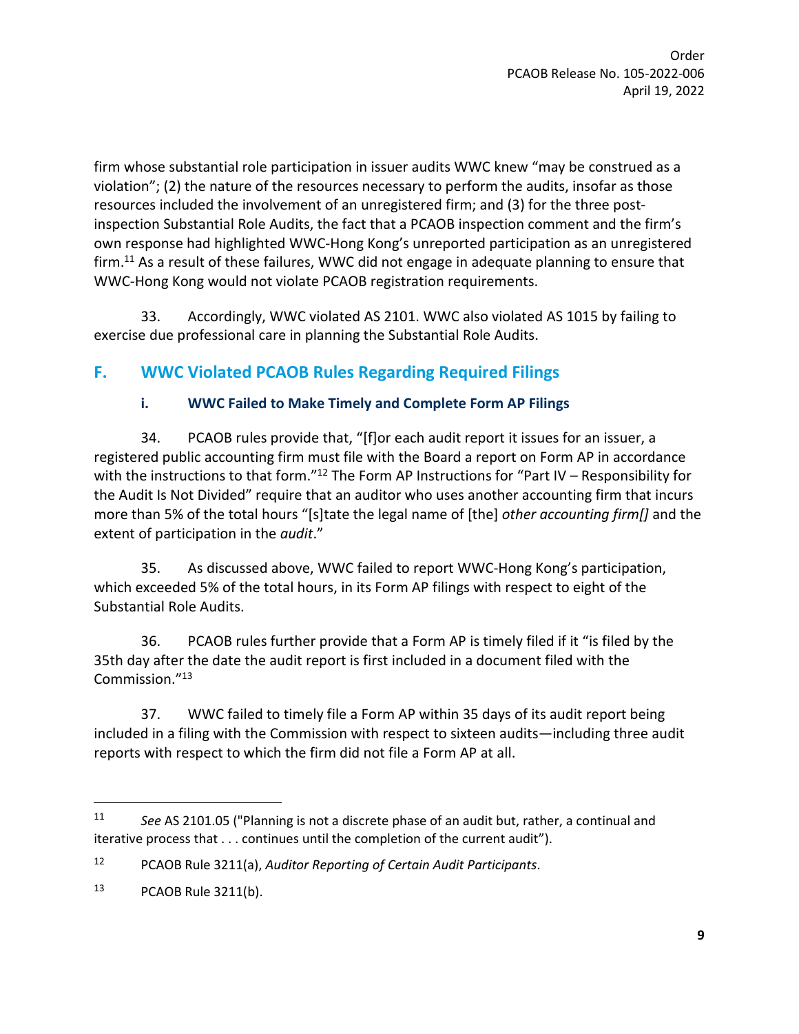firm whose substantial role participation in issuer audits WWC knew "may be construed as a violation"; (2) the nature of the resources necessary to perform the audits, insofar as those resources included the involvement of an unregistered firm; and (3) for the three post-inspection Substantial Role Audits, the fact that a PCAOB inspection comment and the firm's own response had highlighted WWC-Hong Kong's unreported participation as an unregistered firm.[11] As a result of these failures, WWC did not engage in adequate planning to ensure that WWC-Hong Kong would not violate PCAOB registration requirements.

33. Accordingly, WWC violated AS 2101. WWC also violated AS 1015 by failing to exercise due professional care in planning the Substantial Role Audits.

## F. WWC Violated PCAOB Rules Regarding Required Filings

### i. WWC Failed to Make Timely and Complete Form AP Filings

34. PCAOB rules provide that, "[f]or each audit report it issues for an issuer, a registered public accounting firm must file with the Board a report on Form AP in accordance with the instructions to that form."[12] The Form AP Instructions for "Part IV – Responsibility for the Audit Is Not Divided" require that an auditor who uses another accounting firm that incurs more than 5% of the total hours "[s]tate the legal name of [the] *other accounting firm[]* and the extent of participation in the *audit*."

35. As discussed above, WWC failed to report WWC-Hong Kong's participation, which exceeded 5% of the total hours, in its Form AP filings with respect to eight of the Substantial Role Audits.

36. PCAOB rules further provide that a Form AP is timely filed if it "is filed by the 35th day after the date the audit report is first included in a document filed with the Commission."[13]

37. WWC failed to timely file a Form AP within 35 days of its audit report being included in a filing with the Commission with respect to sixteen audits—including three audit reports with respect to which the firm did not file a Form AP at all.

---

[11] *See* AS 2101.05 ("Planning is not a discrete phase of an audit but, rather, a continual and iterative process that . . . continues until the completion of the current audit").

[12] PCAOB Rule 3211(a), *Auditor Reporting of Certain Audit Participants*.

[13] PCAOB Rule 3211(b).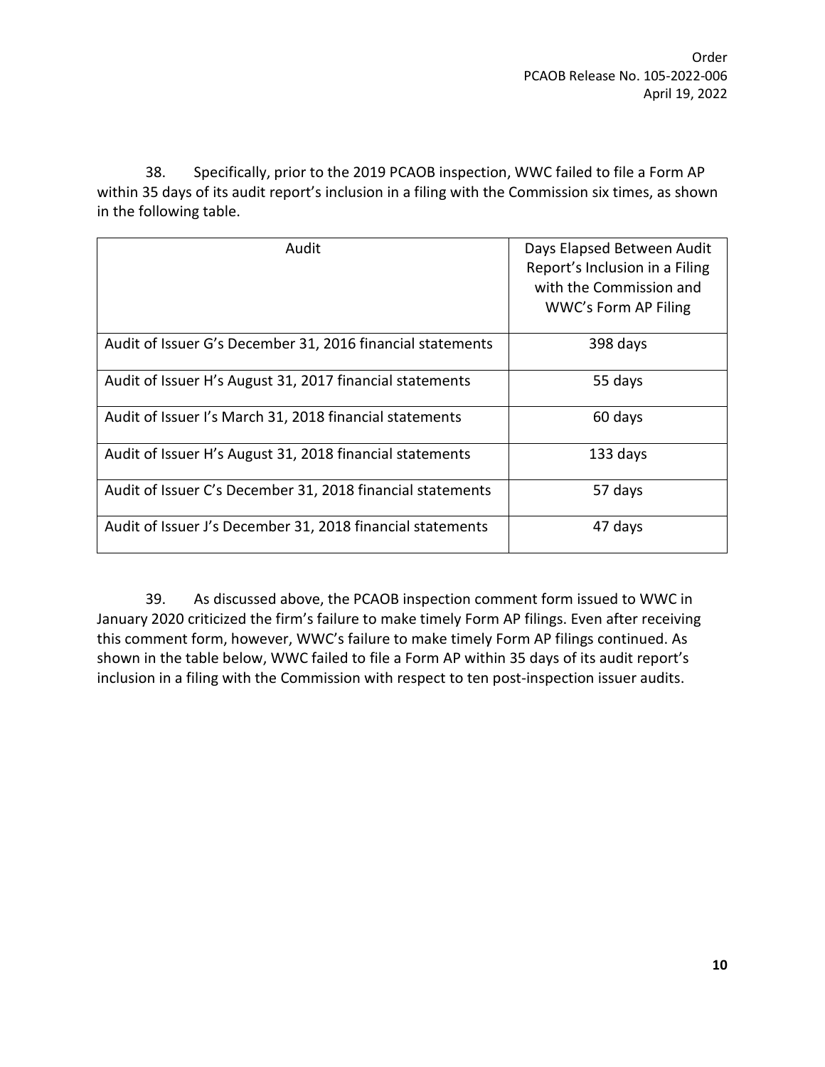38. Specifically, prior to the 2019 PCAOB inspection, WWC failed to file a Form AP within 35 days of its audit report's inclusion in a filing with the Commission six times, as shown in the following table.

| Audit | Days Elapsed Between Audit Report's Inclusion in a Filing with the Commission and WWC's Form AP Filing |
|---|---|
| Audit of Issuer G's December 31, 2016 financial statements | 398 days |
| Audit of Issuer H's August 31, 2017 financial statements | 55 days |
| Audit of Issuer I's March 31, 2018 financial statements | 60 days |
| Audit of Issuer H's August 31, 2018 financial statements | 133 days |
| Audit of Issuer C's December 31, 2018 financial statements | 57 days |
| Audit of Issuer J's December 31, 2018 financial statements | 47 days |

39. As discussed above, the PCAOB inspection comment form issued to WWC in January 2020 criticized the firm's failure to make timely Form AP filings. Even after receiving this comment form, however, WWC's failure to make timely Form AP filings continued. As shown in the table below, WWC failed to file a Form AP within 35 days of its audit report's inclusion in a filing with the Commission with respect to ten post-inspection issuer audits.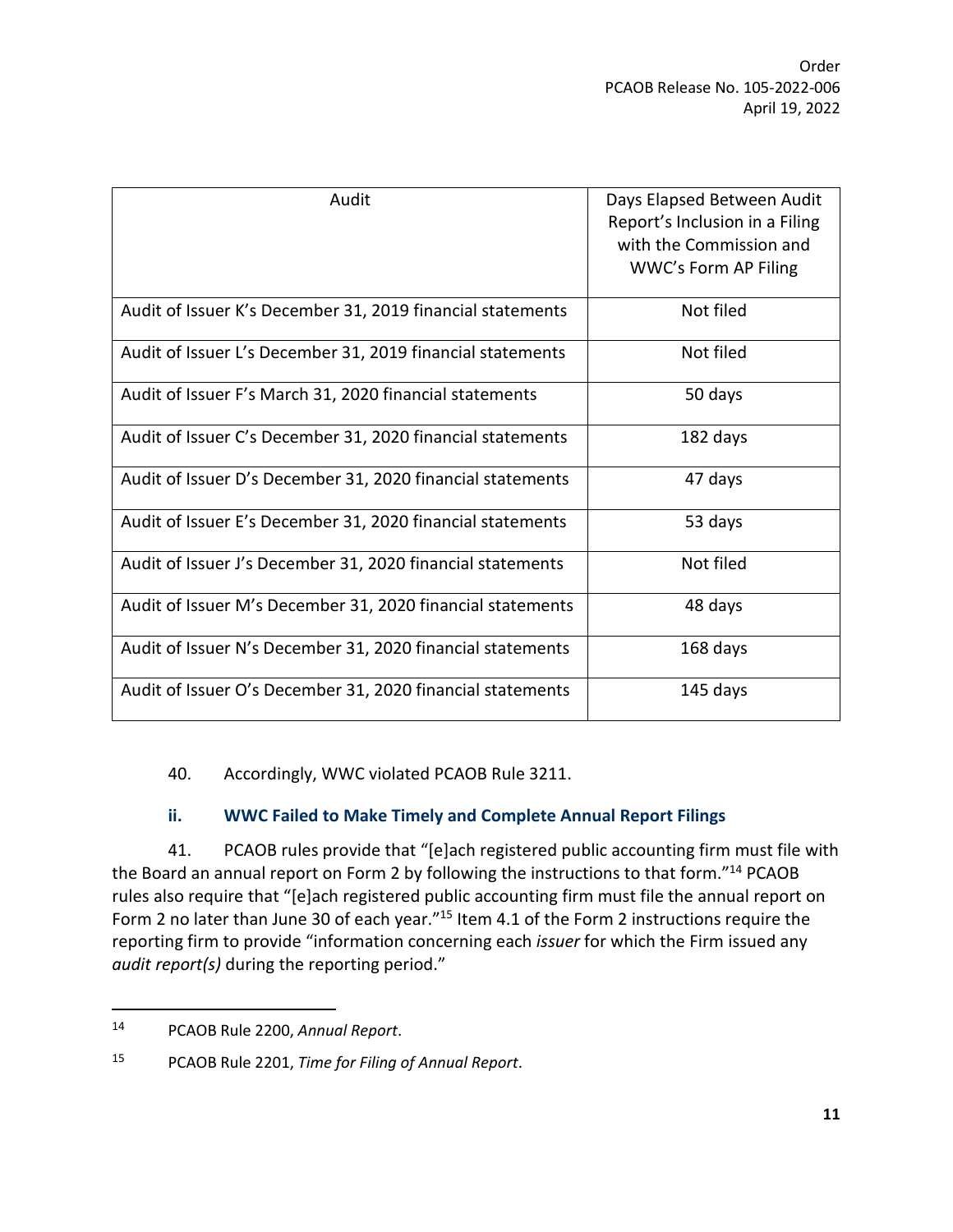| Audit | Days Elapsed Between Audit Report's Inclusion in a Filing with the Commission and WWC's Form AP Filing |
|---|---|
| Audit of Issuer K's December 31, 2019 financial statements | Not filed |
| Audit of Issuer L's December 31, 2019 financial statements | Not filed |
| Audit of Issuer F's March 31, 2020 financial statements | 50 days |
| Audit of Issuer C's December 31, 2020 financial statements | 182 days |
| Audit of Issuer D's December 31, 2020 financial statements | 47 days |
| Audit of Issuer E's December 31, 2020 financial statements | 53 days |
| Audit of Issuer J's December 31, 2020 financial statements | Not filed |
| Audit of Issuer M's December 31, 2020 financial statements | 48 days |
| Audit of Issuer N's December 31, 2020 financial statements | 168 days |
| Audit of Issuer O's December 31, 2020 financial statements | 145 days |

40. Accordingly, WWC violated PCAOB Rule 3211.

### ii. WWC Failed to Make Timely and Complete Annual Report Filings

41. PCAOB rules provide that "[e]ach registered public accounting firm must file with the Board an annual report on Form 2 by following the instructions to that form."[14] PCAOB rules also require that "[e]ach registered public accounting firm must file the annual report on Form 2 no later than June 30 of each year."[15] Item 4.1 of the Form 2 instructions require the reporting firm to provide "information concerning each *issuer* for which the Firm issued any *audit report(s)* during the reporting period."

---

[14] PCAOB Rule 2200, *Annual Report*.

[15] PCAOB Rule 2201, *Time for Filing of Annual Report*.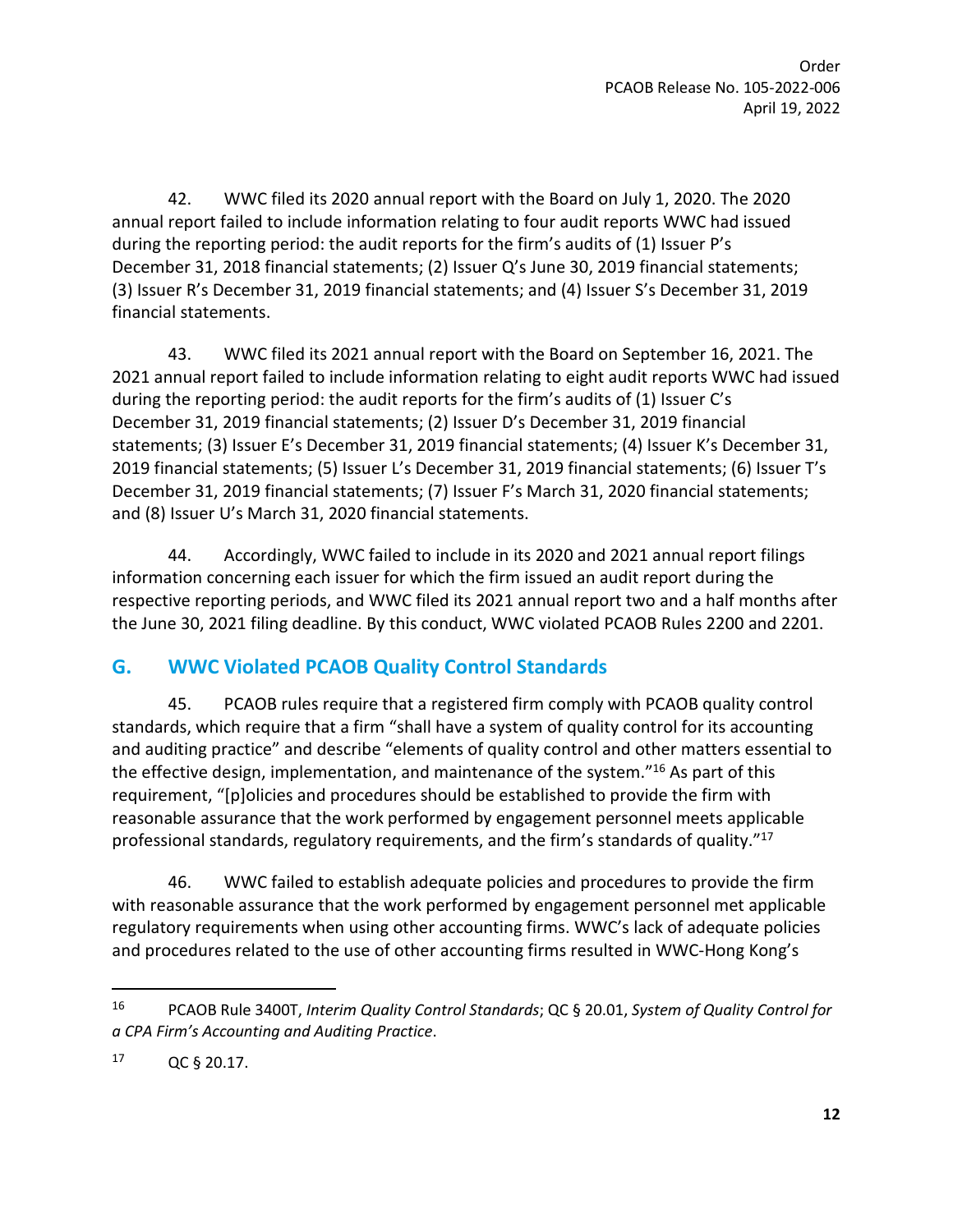42. WWC filed its 2020 annual report with the Board on July 1, 2020. The 2020 annual report failed to include information relating to four audit reports WWC had issued during the reporting period: the audit reports for the firm's audits of (1) Issuer P's December 31, 2018 financial statements; (2) Issuer Q's June 30, 2019 financial statements; (3) Issuer R's December 31, 2019 financial statements; and (4) Issuer S's December 31, 2019 financial statements.

43. WWC filed its 2021 annual report with the Board on September 16, 2021. The 2021 annual report failed to include information relating to eight audit reports WWC had issued during the reporting period: the audit reports for the firm's audits of (1) Issuer C's December 31, 2019 financial statements; (2) Issuer D's December 31, 2019 financial statements; (3) Issuer E's December 31, 2019 financial statements; (4) Issuer K's December 31, 2019 financial statements; (5) Issuer L's December 31, 2019 financial statements; (6) Issuer T's December 31, 2019 financial statements; (7) Issuer F's March 31, 2020 financial statements; and (8) Issuer U's March 31, 2020 financial statements.

44. Accordingly, WWC failed to include in its 2020 and 2021 annual report filings information concerning each issuer for which the firm issued an audit report during the respective reporting periods, and WWC filed its 2021 annual report two and a half months after the June 30, 2021 filing deadline. By this conduct, WWC violated PCAOB Rules 2200 and 2201.

## G. WWC Violated PCAOB Quality Control Standards

45. PCAOB rules require that a registered firm comply with PCAOB quality control standards, which require that a firm "shall have a system of quality control for its accounting and auditing practice" and describe "elements of quality control and other matters essential to the effective design, implementation, and maintenance of the system."[16] As part of this requirement, "[p]olicies and procedures should be established to provide the firm with reasonable assurance that the work performed by engagement personnel meets applicable professional standards, regulatory requirements, and the firm's standards of quality."[17]

46. WWC failed to establish adequate policies and procedures to provide the firm with reasonable assurance that the work performed by engagement personnel met applicable regulatory requirements when using other accounting firms. WWC's lack of adequate policies and procedures related to the use of other accounting firms resulted in WWC-Hong Kong's

---

[16] PCAOB Rule 3400T, *Interim Quality Control Standards*; QC § 20.01, *System of Quality Control for a CPA Firm's Accounting and Auditing Practice*.

[17] QC § 20.17.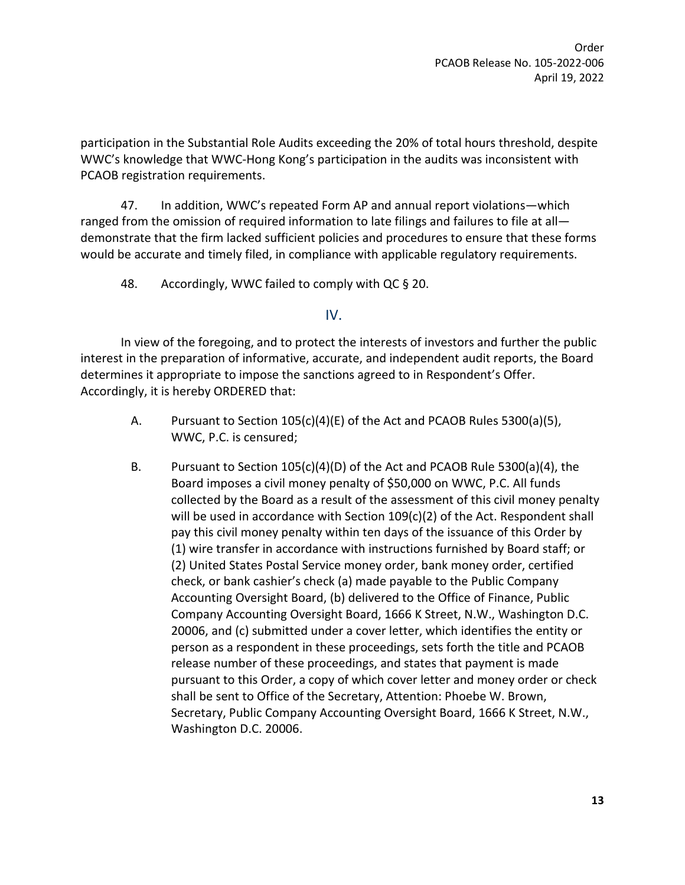participation in the Substantial Role Audits exceeding the 20% of total hours threshold, despite WWC's knowledge that WWC-Hong Kong's participation in the audits was inconsistent with PCAOB registration requirements.

47. In addition, WWC's repeated Form AP and annual report violations—which ranged from the omission of required information to late filings and failures to file at all—demonstrate that the firm lacked sufficient policies and procedures to ensure that these forms would be accurate and timely filed, in compliance with applicable regulatory requirements.

48. Accordingly, WWC failed to comply with QC § 20.

## IV.

In view of the foregoing, and to protect the interests of investors and further the public interest in the preparation of informative, accurate, and independent audit reports, the Board determines it appropriate to impose the sanctions agreed to in Respondent's Offer. Accordingly, it is hereby ORDERED that:

A. Pursuant to Section 105(c)(4)(E) of the Act and PCAOB Rules 5300(a)(5), WWC, P.C. is censured;

B. Pursuant to Section 105(c)(4)(D) of the Act and PCAOB Rule 5300(a)(4), the Board imposes a civil money penalty of $50,000 on WWC, P.C. All funds collected by the Board as a result of the assessment of this civil money penalty will be used in accordance with Section 109(c)(2) of the Act. Respondent shall pay this civil money penalty within ten days of the issuance of this Order by (1) wire transfer in accordance with instructions furnished by Board staff; or (2) United States Postal Service money order, bank money order, certified check, or bank cashier's check (a) made payable to the Public Company Accounting Oversight Board, (b) delivered to the Office of Finance, Public Company Accounting Oversight Board, 1666 K Street, N.W., Washington D.C. 20006, and (c) submitted under a cover letter, which identifies the entity or person as a respondent in these proceedings, sets forth the title and PCAOB release number of these proceedings, and states that payment is made pursuant to this Order, a copy of which cover letter and money order or check shall be sent to Office of the Secretary, Attention: Phoebe W. Brown, Secretary, Public Company Accounting Oversight Board, 1666 K Street, N.W., Washington D.C. 20006.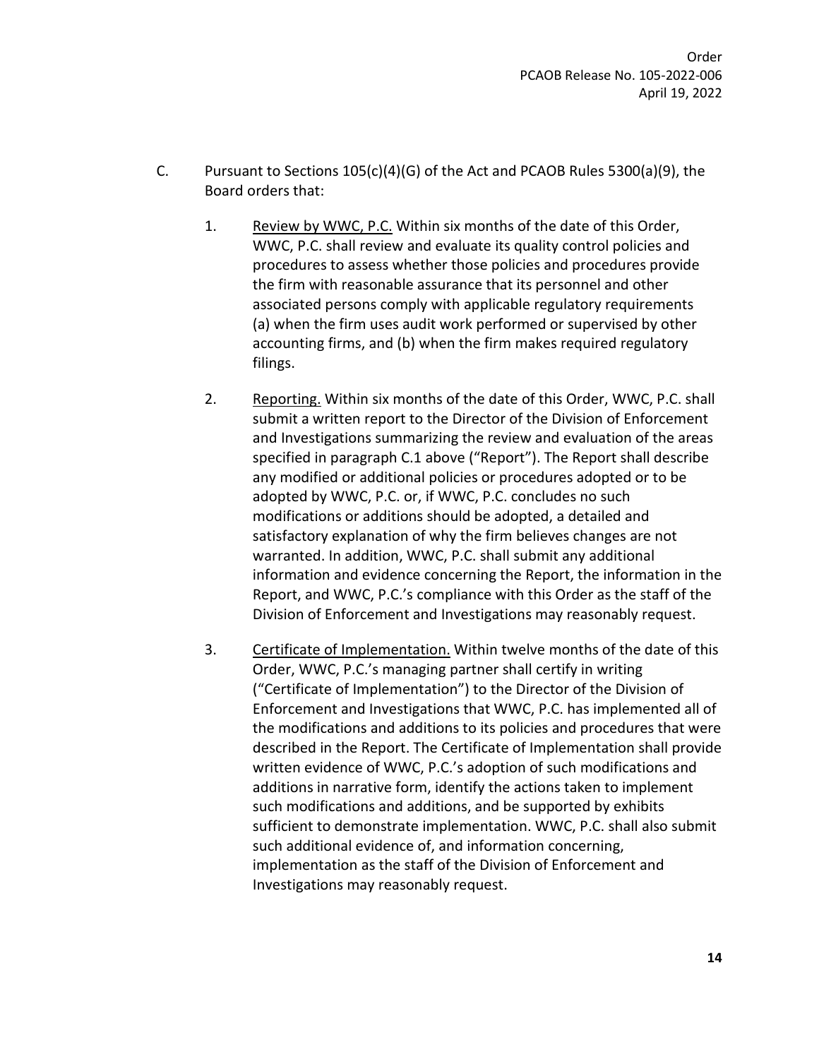C. Pursuant to Sections 105(c)(4)(G) of the Act and PCAOB Rules 5300(a)(9), the Board orders that:

1. Review by WWC, P.C. Within six months of the date of this Order, WWC, P.C. shall review and evaluate its quality control policies and procedures to assess whether those policies and procedures provide the firm with reasonable assurance that its personnel and other associated persons comply with applicable regulatory requirements (a) when the firm uses audit work performed or supervised by other accounting firms, and (b) when the firm makes required regulatory filings.

2. Reporting. Within six months of the date of this Order, WWC, P.C. shall submit a written report to the Director of the Division of Enforcement and Investigations summarizing the review and evaluation of the areas specified in paragraph C.1 above ("Report"). The Report shall describe any modified or additional policies or procedures adopted or to be adopted by WWC, P.C. or, if WWC, P.C. concludes no such modifications or additions should be adopted, a detailed and satisfactory explanation of why the firm believes changes are not warranted. In addition, WWC, P.C. shall submit any additional information and evidence concerning the Report, the information in the Report, and WWC, P.C.'s compliance with this Order as the staff of the Division of Enforcement and Investigations may reasonably request.

3. Certificate of Implementation. Within twelve months of the date of this Order, WWC, P.C.'s managing partner shall certify in writing ("Certificate of Implementation") to the Director of the Division of Enforcement and Investigations that WWC, P.C. has implemented all of the modifications and additions to its policies and procedures that were described in the Report. The Certificate of Implementation shall provide written evidence of WWC, P.C.'s adoption of such modifications and additions in narrative form, identify the actions taken to implement such modifications and additions, and be supported by exhibits sufficient to demonstrate implementation. WWC, P.C. shall also submit such additional evidence of, and information concerning, implementation as the staff of the Division of Enforcement and Investigations may reasonably request.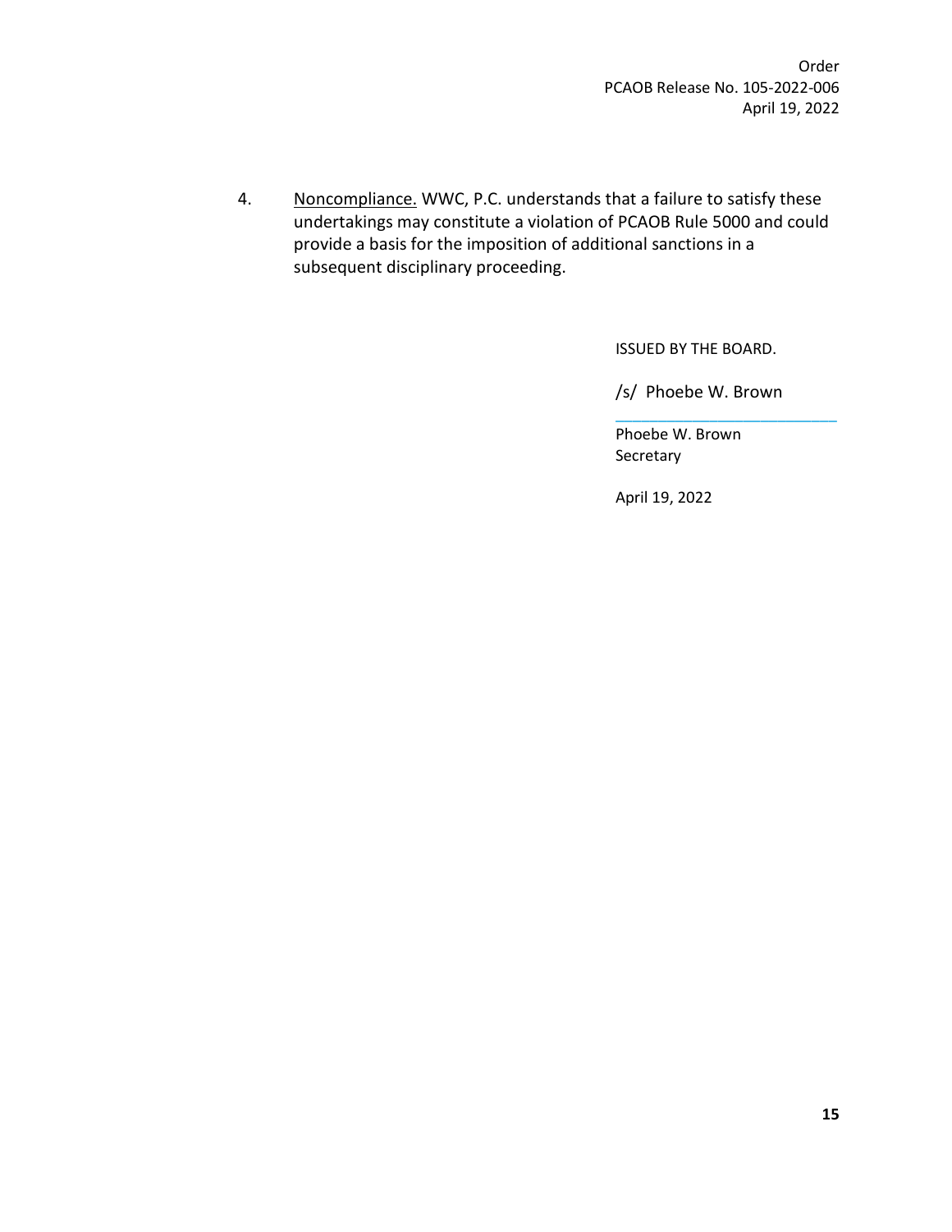4. <u>Noncompliance.</u> WWC, P.C. understands that a failure to satisfy these undertakings may constitute a violation of PCAOB Rule 5000 and could provide a basis for the imposition of additional sanctions in a subsequent disciplinary proceeding.

ISSUED BY THE BOARD.

/s/ Phoebe W. Brown

Phoebe W. Brown
Secretary

April 19, 2022